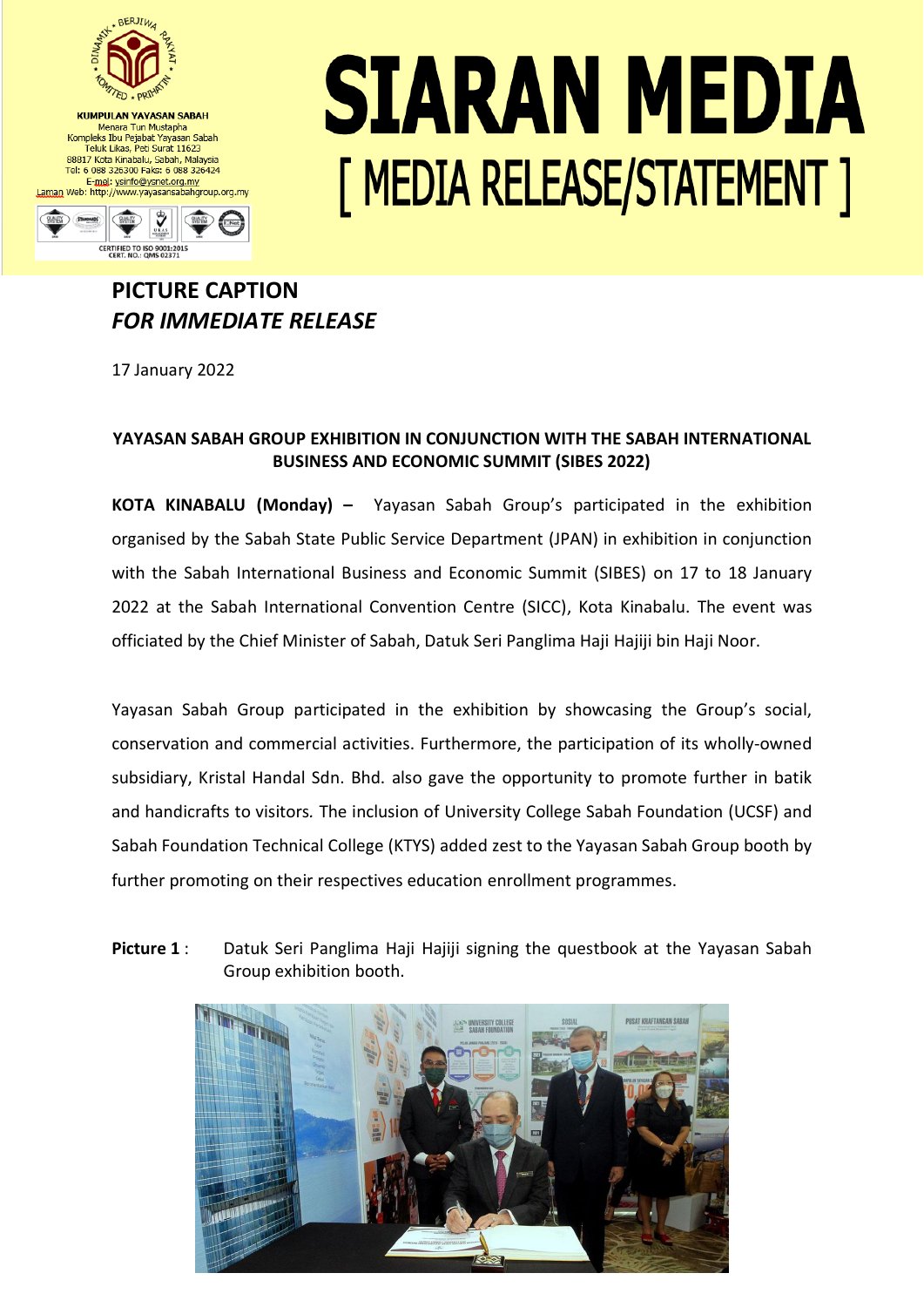KUMPULAN YAYASAN SABAH
Menara Tun Mustapha
Kompleks Ibu Pejabat Yayasan Sabah
Teluk Likas, Peti Surat 11623
88817 Kota Kinabalu, Sabah, Malaysia
Tel: 6 088 326300 Faks: 6 088 326424
E-mel: ysinfo@ysnet.org.my
Laman Web: http://www.yayasansabahgroup.org.my

CERTIFIED TO ISO 9001:2015
CERT. NO.: QMS 02371

# SIARAN MEDIA
## [ MEDIA RELEASE/STATEMENT ]

**PICTURE CAPTION**
***FOR IMMEDIATE RELEASE***

17 January 2022

**YAYASAN SABAH GROUP EXHIBITION IN CONJUNCTION WITH THE SABAH INTERNATIONAL BUSINESS AND ECONOMIC SUMMIT (SIBES 2022)**

**KOTA KINABALU (Monday) –** Yayasan Sabah Group's participated in the exhibition organised by the Sabah State Public Service Department (JPAN) in exhibition in conjunction with the Sabah International Business and Economic Summit (SIBES) on 17 to 18 January 2022 at the Sabah International Convention Centre (SICC), Kota Kinabalu. The event was officiated by the Chief Minister of Sabah, Datuk Seri Panglima Haji Hajiji bin Haji Noor.

Yayasan Sabah Group participated in the exhibition by showcasing the Group's social, conservation and commercial activities. Furthermore, the participation of its wholly-owned subsidiary, Kristal Handal Sdn. Bhd. also gave the opportunity to promote further in batik and handicrafts to visitors. The inclusion of University College Sabah Foundation (UCSF) and Sabah Foundation Technical College (KTYS) added zest to the Yayasan Sabah Group booth by further promoting on their respectives education enrollment programmes.

**Picture 1** : Datuk Seri Panglima Haji Hajiji signing the questbook at the Yayasan Sabah Group exhibition booth.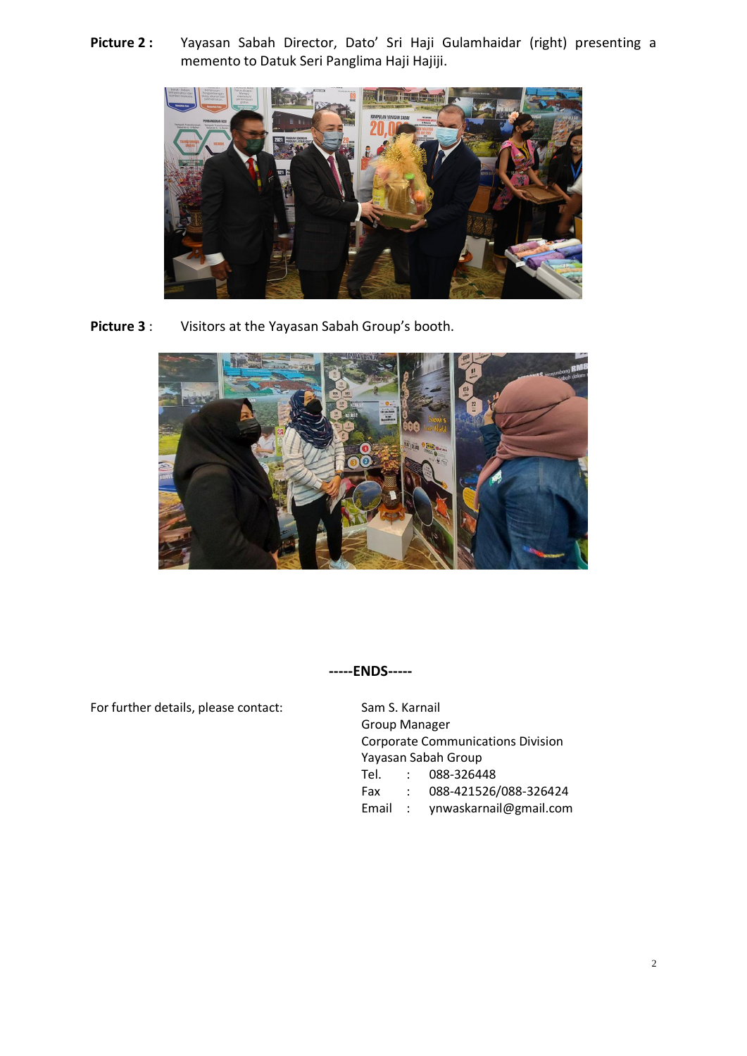**Picture 2 :** Yayasan Sabah Director, Dato' Sri Haji Gulamhaidar (right) presenting a memento to Datuk Seri Panglima Haji Hajiji.

**Picture 3** : Visitors at the Yayasan Sabah Group's booth.

**-----ENDS-----**

For further details, please contact:

Sam S. Karnail
Group Manager
Corporate Communications Division
Yayasan Sabah Group
Tel. : 088-326448
Fax : 088-421526/088-326424
Email : ynwaskarnail@gmail.com